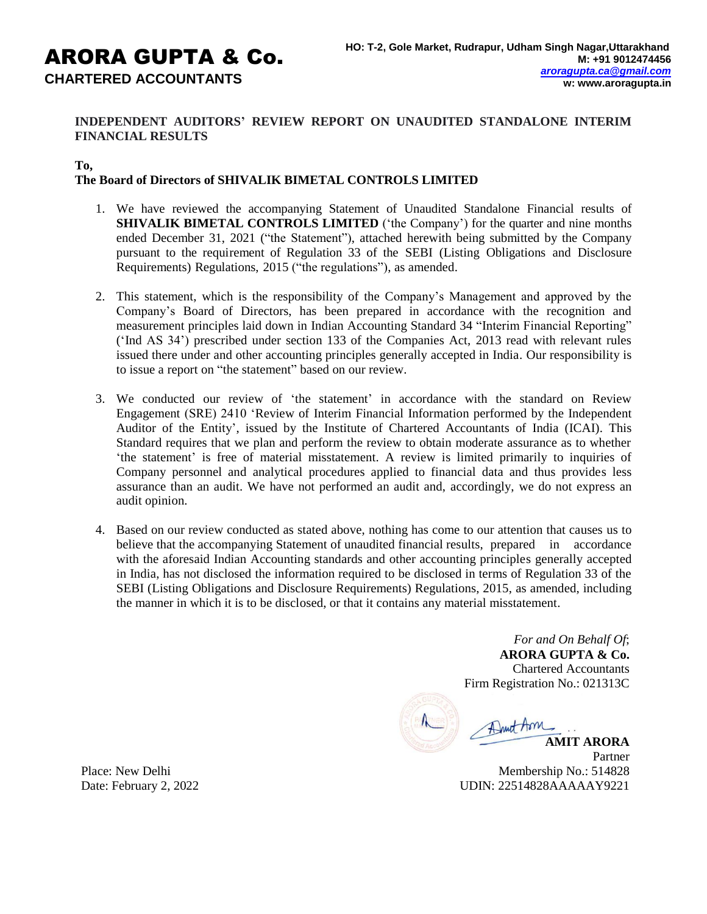# ARORA GUPTA & Co.

**CHARTERED ACCOUNTANTS**

**HO: T-2, Gole Market, Rudrapur, Udham Singh Nagar,Uttarakhand**
**M: +91 9012474456**
***aroragupta.ca@gmail.com***
**w: www.aroragupta.in**

**INDEPENDENT AUDITORS' REVIEW REPORT ON UNAUDITED STANDALONE INTERIM FINANCIAL RESULTS**

**To,**
**The Board of Directors of SHIVALIK BIMETAL CONTROLS LIMITED**

1. We have reviewed the accompanying Statement of Unaudited Standalone Financial results of **SHIVALIK BIMETAL CONTROLS LIMITED** ('the Company') for the quarter and nine months ended December 31, 2021 ("the Statement"), attached herewith being submitted by the Company pursuant to the requirement of Regulation 33 of the SEBI (Listing Obligations and Disclosure Requirements) Regulations, 2015 ("the regulations"), as amended.

2. This statement, which is the responsibility of the Company's Management and approved by the Company's Board of Directors, has been prepared in accordance with the recognition and measurement principles laid down in Indian Accounting Standard 34 "Interim Financial Reporting" ('Ind AS 34') prescribed under section 133 of the Companies Act, 2013 read with relevant rules issued there under and other accounting principles generally accepted in India. Our responsibility is to issue a report on "the statement" based on our review.

3. We conducted our review of 'the statement' in accordance with the standard on Review Engagement (SRE) 2410 'Review of Interim Financial Information performed by the Independent Auditor of the Entity', issued by the Institute of Chartered Accountants of India (ICAI). This Standard requires that we plan and perform the review to obtain moderate assurance as to whether 'the statement' is free of material misstatement. A review is limited primarily to inquiries of Company personnel and analytical procedures applied to financial data and thus provides less assurance than an audit. We have not performed an audit and, accordingly, we do not express an audit opinion.

4. Based on our review conducted as stated above, nothing has come to our attention that causes us to believe that the accompanying Statement of unaudited financial results, prepared in accordance with the aforesaid Indian Accounting standards and other accounting principles generally accepted in India, has not disclosed the information required to be disclosed in terms of Regulation 33 of the SEBI (Listing Obligations and Disclosure Requirements) Regulations, 2015, as amended, including the manner in which it is to be disclosed, or that it contains any material misstatement.

*For and On Behalf Of*;
**ARORA GUPTA & Co.**
Chartered Accountants
Firm Registration No.: 021313C

**AMIT ARORA**
Partner
Membership No.: 514828
UDIN: 22514828AAAAAY9221

Place: New Delhi
Date: February 2, 2022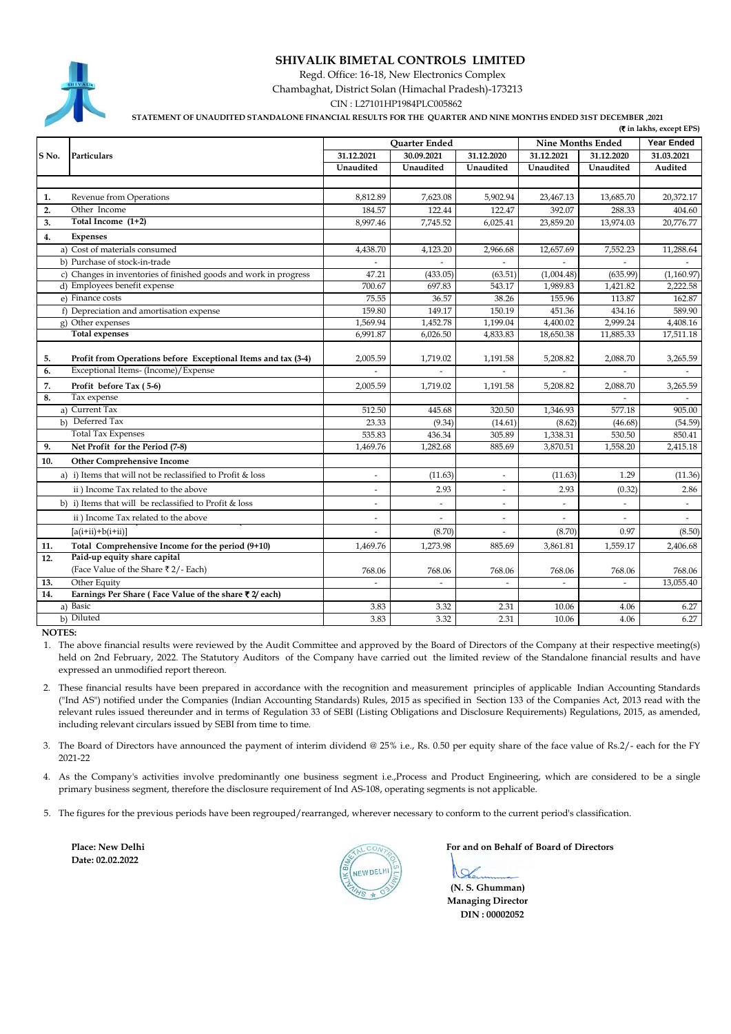# SHIVALIK BIMETAL CONTROLS LIMITED

Regd. Office: 16-18, New Electronics Complex

Chambaghat, District Solan (Himachal Pradesh)-173213

CIN : L27101HP1984PLC005862

**STATEMENT OF UNAUDITED STANDALONE FINANCIAL RESULTS FOR THE QUARTER AND NINE MONTHS ENDED 31ST DECEMBER ,2021**

**(₹ in lakhs, except EPS)**

| S No. | Particulars | Quarter Ended | | | Nine Months Ended | | Year Ended |
|---|---|---|---|---|---|---|---|
| | | 31.12.2021 | 30.09.2021 | 31.12.2020 | 31.12.2021 | 31.12.2020 | 31.03.2021 |
| | | Unaudited | Unaudited | Unaudited | Unaudited | Unaudited | Audited |
| 1. | Revenue from Operations | 8,812.89 | 7,623.08 | 5,902.94 | 23,467.13 | 13,685.70 | 20,372.17 |
| 2. | Other Income | 184.57 | 122.44 | 122.47 | 392.07 | 288.33 | 404.60 |
| 3. | **Total Income (1+2)** | 8,997.46 | 7,745.52 | 6,025.41 | 23,859.20 | 13,974.03 | 20,776.77 |
| 4. | **Expenses** | | | | | | |
| | a) Cost of materials consumed | 4,438.70 | 4,123.20 | 2,966.68 | 12,657.69 | 7,552.23 | 11,288.64 |
| | b) Purchase of stock-in-trade | - | - | - | - | - | - |
| | c) Changes in inventories of finished goods and work in progress | 47.21 | (433.05) | (63.51) | (1,004.48) | (635.99) | (1,160.97) |
| | d) Employees benefit expense | 700.67 | 697.83 | 543.17 | 1,989.83 | 1,421.82 | 2,222.58 |
| | e) Finance costs | 75.55 | 36.57 | 38.26 | 155.96 | 113.87 | 162.87 |
| | f) Depreciation and amortisation expense | 159.80 | 149.17 | 150.19 | 451.36 | 434.16 | 589.90 |
| | g) Other expenses | 1,569.94 | 1,452.78 | 1,199.04 | 4,400.02 | 2,999.24 | 4,408.16 |
| | **Total expenses** | 6,991.87 | 6,026.50 | 4,833.83 | 18,650.38 | 11,885.33 | 17,511.18 |
| 5. | **Profit from Operations before Exceptional Items and tax (3-4)** | 2,005.59 | 1,719.02 | 1,191.58 | 5,208.82 | 2,088.70 | 3,265.59 |
| 6. | Exceptional Items- (Income)/Expense | - | - | - | - | - | - |
| 7. | **Profit before Tax ( 5-6)** | 2,005.59 | 1,719.02 | 1,191.58 | 5,208.82 | 2,088.70 | 3,265.59 |
| 8. | Tax expense | | | | | - | - |
| | a) Current Tax | 512.50 | 445.68 | 320.50 | 1,346.93 | 577.18 | 905.00 |
| | b) Deferred Tax | 23.33 | (9.34) | (14.61) | (8.62) | (46.68) | (54.59) |
| | Total Tax Expenses | 535.83 | 436.34 | 305.89 | 1,338.31 | 530.50 | 850.41 |
| 9. | **Net Profit for the Period (7-8)** | 1,469.76 | 1,282.68 | 885.69 | 3,870.51 | 1,558.20 | 2,415.18 |
| 10. | **Other Comprehensive Income** | | | | | | |
| | a) i) Items that will not be reclassified to Profit & loss | - | (11.63) | - | (11.63) | 1.29 | (11.36) |
| | ii ) Income Tax related to the above | - | 2.93 | - | 2.93 | (0.32) | 2.86 |
| | b) i) Items that will be reclassified to Profit & loss | - | - | - | - | - | - |
| | ii ) Income Tax related to the above | - | - | - | - | - | - |
| | [a(i+ii)+b(i+ii)] | - | (8.70) | - | (8.70) | 0.97 | (8.50) |
| 11. | **Total Comprehensive Income for the period (9+10)** | 1,469.76 | 1,273.98 | 885.69 | 3,861.81 | 1,559.17 | 2,406.68 |
| 12. | **Paid-up equity share capital** (Face Value of the Share ₹ 2/- Each) | 768.06 | 768.06 | 768.06 | 768.06 | 768.06 | 768.06 |
| 13. | Other Equity | - | - | - | - | - | 13,055.40 |
| 14. | **Earnings Per Share ( Face Value of the share ₹ 2/ each)** | | | | | | |
| | a) Basic | 3.83 | 3.32 | 2.31 | 10.06 | 4.06 | 6.27 |
| | b) Diluted | 3.83 | 3.32 | 2.31 | 10.06 | 4.06 | 6.27 |

**NOTES:**

1. The above financial results were reviewed by the Audit Committee and approved by the Board of Directors of the Company at their respective meeting(s) held on 2nd February, 2022. The Statutory Auditors of the Company have carried out the limited review of the Standalone financial results and have expressed an unmodified report thereon.
2. These financial results have been prepared in accordance with the recognition and measurement principles of applicable Indian Accounting Standards ("Ind AS") notified under the Companies (Indian Accounting Standards) Rules, 2015 as specified in Section 133 of the Companies Act, 2013 read with the relevant rules issued thereunder and in terms of Regulation 33 of SEBI (Listing Obligations and Disclosure Requirements) Regulations, 2015, as amended, including relevant circulars issued by SEBI from time to time.
3. The Board of Directors have announced the payment of interim dividend @ 25% i.e., Rs. 0.50 per equity share of the face value of Rs.2/- each for the FY 2021-22
4. As the Company's activities involve predominantly one business segment i.e.,Process and Product Engineering, which are considered to be a single primary business segment, therefore the disclosure requirement of Ind AS-108, operating segments is not applicable.
5. The figures for the previous periods have been regrouped/rearranged, wherever necessary to conform to the current period's classification.

**Place: New Delhi**
**Date: 02.02.2022**

**For and on Behalf of Board of Directors**

**(N. S. Ghumman)**
**Managing Director**
**DIN : 00002052**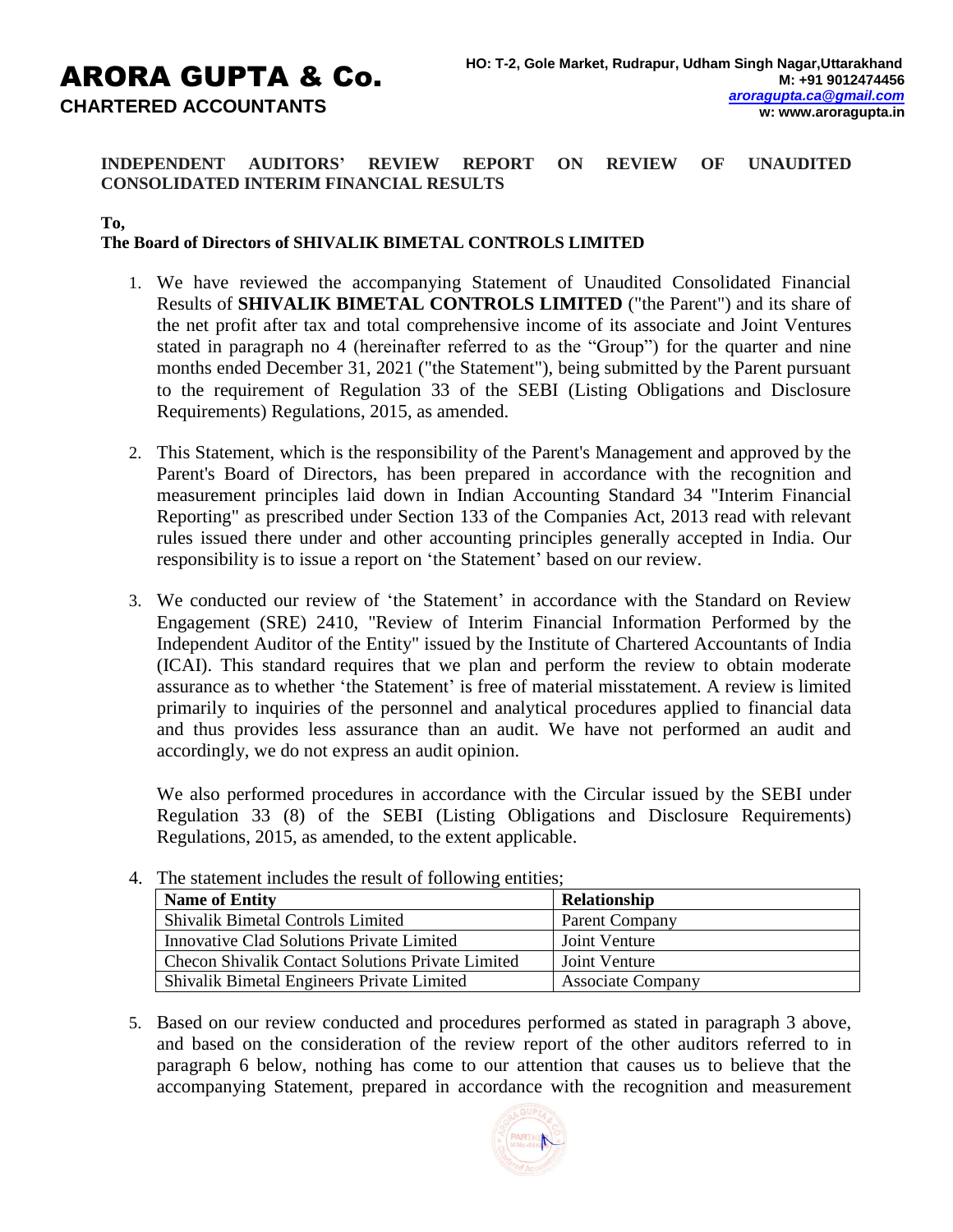# ARORA GUPTA & Co.
**CHARTERED ACCOUNTANTS**

**HO: T-2, Gole Market, Rudrapur, Udham Singh Nagar,Uttarakhand**
**M: +91 9012474456**
***aroragupta.ca@gmail.com***
**w: www.aroragupta.in**

**INDEPENDENT AUDITORS' REVIEW REPORT ON REVIEW OF UNAUDITED CONSOLIDATED INTERIM FINANCIAL RESULTS**

**To,**
**The Board of Directors of SHIVALIK BIMETAL CONTROLS LIMITED**

1. We have reviewed the accompanying Statement of Unaudited Consolidated Financial Results of **SHIVALIK BIMETAL CONTROLS LIMITED** ("the Parent") and its share of the net profit after tax and total comprehensive income of its associate and Joint Ventures stated in paragraph no 4 (hereinafter referred to as the "Group") for the quarter and nine months ended December 31, 2021 ("the Statement"), being submitted by the Parent pursuant to the requirement of Regulation 33 of the SEBI (Listing Obligations and Disclosure Requirements) Regulations, 2015, as amended.

2. This Statement, which is the responsibility of the Parent's Management and approved by the Parent's Board of Directors, has been prepared in accordance with the recognition and measurement principles laid down in Indian Accounting Standard 34 "Interim Financial Reporting" as prescribed under Section 133 of the Companies Act, 2013 read with relevant rules issued there under and other accounting principles generally accepted in India. Our responsibility is to issue a report on 'the Statement' based on our review.

3. We conducted our review of 'the Statement' in accordance with the Standard on Review Engagement (SRE) 2410, "Review of Interim Financial Information Performed by the Independent Auditor of the Entity" issued by the Institute of Chartered Accountants of India (ICAI). This standard requires that we plan and perform the review to obtain moderate assurance as to whether 'the Statement' is free of material misstatement. A review is limited primarily to inquiries of the personnel and analytical procedures applied to financial data and thus provides less assurance than an audit. We have not performed an audit and accordingly, we do not express an audit opinion.

   We also performed procedures in accordance with the Circular issued by the SEBI under Regulation 33 (8) of the SEBI (Listing Obligations and Disclosure Requirements) Regulations, 2015, as amended, to the extent applicable.

4. The statement includes the result of following entities;

| **Name of Entity** | **Relationship** |
|---|---|
| Shivalik Bimetal Controls Limited | Parent Company |
| Innovative Clad Solutions Private Limited | Joint Venture |
| Checon Shivalik Contact Solutions Private Limited | Joint Venture |
| Shivalik Bimetal Engineers Private Limited | Associate Company |

5. Based on our review conducted and procedures performed as stated in paragraph 3 above, and based on the consideration of the review report of the other auditors referred to in paragraph 6 below, nothing has come to our attention that causes us to believe that the accompanying Statement, prepared in accordance with the recognition and measurement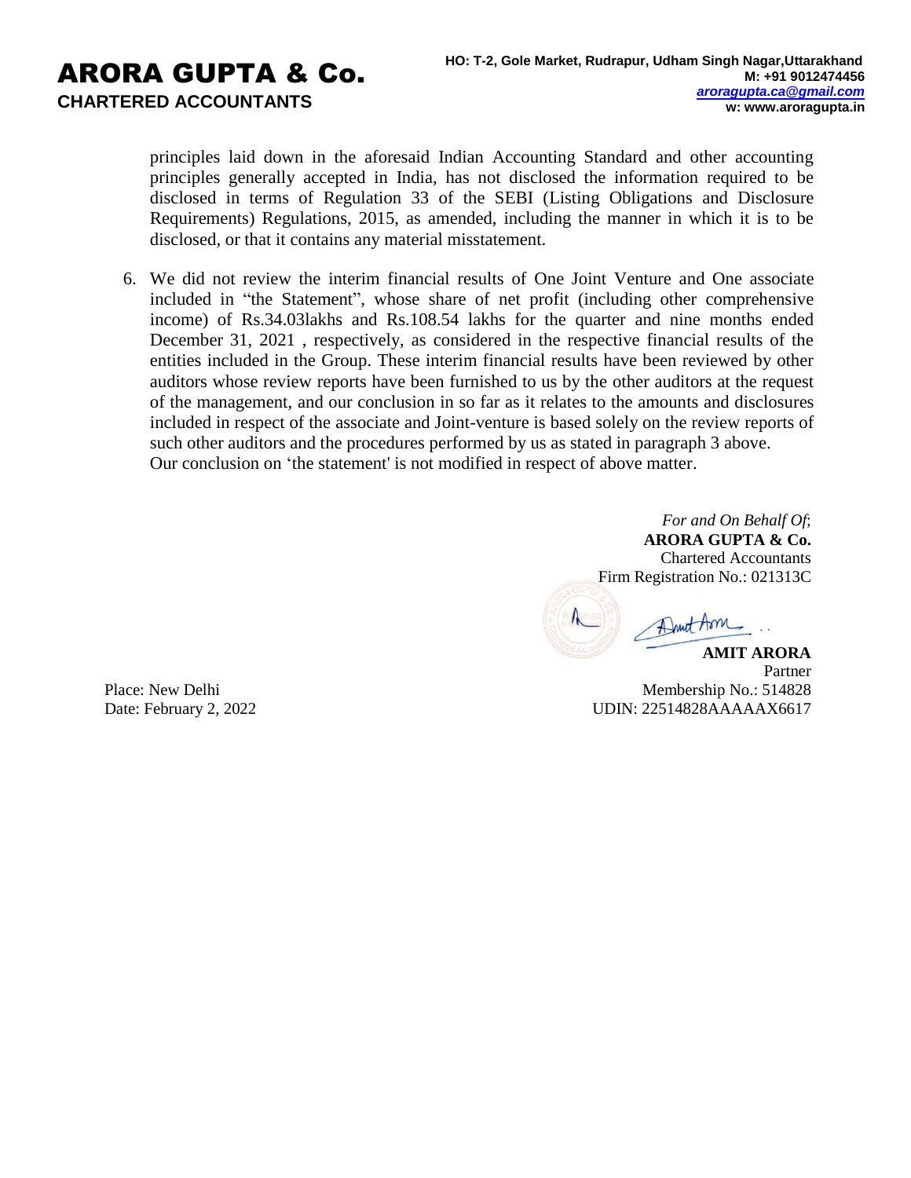principles laid down in the aforesaid Indian Accounting Standard and other accounting principles generally accepted in India, has not disclosed the information required to be disclosed in terms of Regulation 33 of the SEBI (Listing Obligations and Disclosure Requirements) Regulations, 2015, as amended, including the manner in which it is to be disclosed, or that it contains any material misstatement.

6. We did not review the interim financial results of One Joint Venture and One associate included in "the Statement", whose share of net profit (including other comprehensive income) of Rs.34.03lakhs and Rs.108.54 lakhs for the quarter and nine months ended December 31, 2021 , respectively, as considered in the respective financial results of the entities included in the Group. These interim financial results have been reviewed by other auditors whose review reports have been furnished to us by the other auditors at the request of the management, and our conclusion in so far as it relates to the amounts and disclosures included in respect of the associate and Joint-venture is based solely on the review reports of such other auditors and the procedures performed by us as stated in paragraph 3 above.
   Our conclusion on 'the statement' is not modified in respect of above matter.

*For and On Behalf Of*;
**ARORA GUPTA & Co.**
Chartered Accountants
Firm Registration No.: 021313C

**AMIT ARORA**
Partner
Membership No.: 514828
UDIN: 22514828AAAAAX6617

Place: New Delhi
Date: February 2, 2022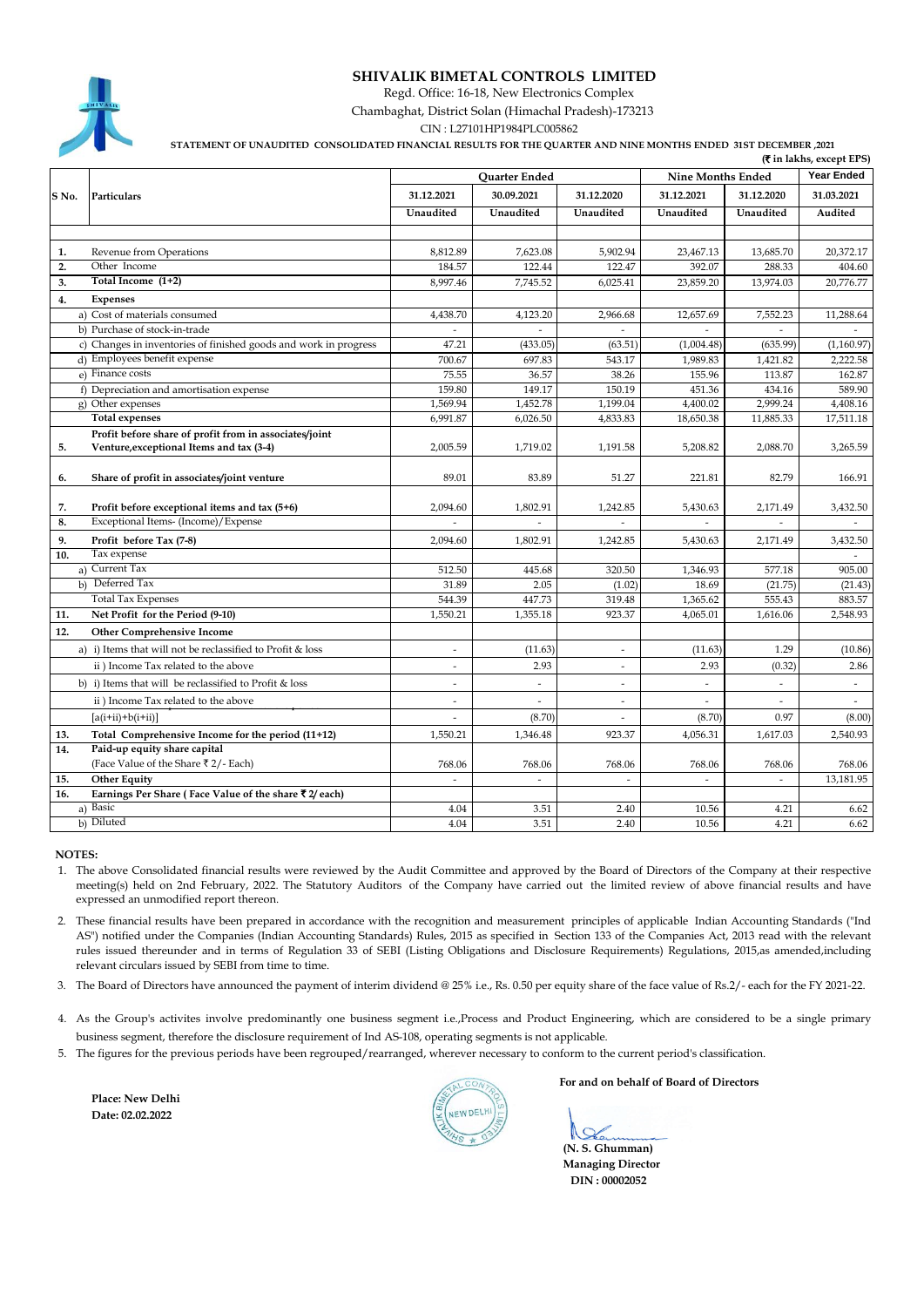# SHIVALIK BIMETAL CONTROLS LIMITED

Regd. Office: 16-18, New Electronics Complex

Chambaghat, District Solan (Himachal Pradesh)-173213

CIN : L27101HP1984PLC005862

**STATEMENT OF UNAUDITED CONSOLIDATED FINANCIAL RESULTS FOR THE QUARTER AND NINE MONTHS ENDED 31ST DECEMBER ,2021**

**(₹ in lakhs, except EPS)**

| S No. | Particulars | Quarter Ended | | | Nine Months Ended | | Year Ended |
|---|---|---|---|---|---|---|---|
| | | 31.12.2021 | 30.09.2021 | 31.12.2020 | 31.12.2021 | 31.12.2020 | 31.03.2021 |
| | | Unaudited | Unaudited | Unaudited | Unaudited | Unaudited | Audited |
| 1. | Revenue from Operations | 8,812.89 | 7,623.08 | 5,902.94 | 23,467.13 | 13,685.70 | 20,372.17 |
| 2. | Other Income | 184.57 | 122.44 | 122.47 | 392.07 | 288.33 | 404.60 |
| 3. | **Total Income (1+2)** | 8,997.46 | 7,745.52 | 6,025.41 | 23,859.20 | 13,974.03 | 20,776.77 |
| 4. | **Expenses** | | | | | | |
| | a) Cost of materials consumed | 4,438.70 | 4,123.20 | 2,966.68 | 12,657.69 | 7,552.23 | 11,288.64 |
| | b) Purchase of stock-in-trade | - | - | - | - | - | - |
| | c) Changes in inventories of finished goods and work in progress | 47.21 | (433.05) | (63.51) | (1,004.48) | (635.99) | (1,160.97) |
| | d) Employees benefit expense | 700.67 | 697.83 | 543.17 | 1,989.83 | 1,421.82 | 2,222.58 |
| | e) Finance costs | 75.55 | 36.57 | 38.26 | 155.96 | 113.87 | 162.87 |
| | f) Depreciation and amortisation expense | 159.80 | 149.17 | 150.19 | 451.36 | 434.16 | 589.90 |
| | g) Other expenses | 1,569.94 | 1,452.78 | 1,199.04 | 4,400.02 | 2,999.24 | 4,408.16 |
| | **Total expenses** | 6,991.87 | 6,026.50 | 4,833.83 | 18,650.38 | 11,885.33 | 17,511.18 |
| 5. | **Profit before share of profit from in associates/joint Venture,exceptional Items and tax (3-4)** | 2,005.59 | 1,719.02 | 1,191.58 | 5,208.82 | 2,088.70 | 3,265.59 |
| 6. | **Share of profit in associates/joint venture** | 89.01 | 83.89 | 51.27 | 221.81 | 82.79 | 166.91 |
| 7. | **Profit before exceptional items and tax (5+6)** | 2,094.60 | 1,802.91 | 1,242.85 | 5,430.63 | 2,171.49 | 3,432.50 |
| 8. | Exceptional Items- (Income)/Expense | - | - | - | - | - | - |
| 9. | **Profit before Tax (7-8)** | 2,094.60 | 1,802.91 | 1,242.85 | 5,430.63 | 2,171.49 | 3,432.50 |
| 10. | Tax expense | | | | | | - |
| | a) Current Tax | 512.50 | 445.68 | 320.50 | 1,346.93 | 577.18 | 905.00 |
| | b) Deferred Tax | 31.89 | 2.05 | (1.02) | 18.69 | (21.75) | (21.43) |
| | Total Tax Expenses | 544.39 | 447.73 | 319.48 | 1,365.62 | 555.43 | 883.57 |
| 11. | **Net Profit for the Period (9-10)** | 1,550.21 | 1,355.18 | 923.37 | 4,065.01 | 1,616.06 | 2,548.93 |
| 12. | **Other Comprehensive Income** | | | | | | |
| | a) i) Items that will not be reclassified to Profit & loss | - | (11.63) | - | (11.63) | 1.29 | (10.86) |
| | ii ) Income Tax related to the above | - | 2.93 | - | 2.93 | (0.32) | 2.86 |
| | b) i) Items that will be reclassified to Profit & loss | - | - | - | - | - | - |
| | ii ) Income Tax related to the above | - | - | - | - | - | - |
| | [a(i+ii)+b(i+ii)] | - | (8.70) | - | (8.70) | 0.97 | (8.00) |
| 13. | **Total Comprehensive Income for the period (11+12)** | 1,550.21 | 1,346.48 | 923.37 | 4,056.31 | 1,617.03 | 2,540.93 |
| 14. | **Paid-up equity share capital** (Face Value of the Share ₹ 2/- Each) | 768.06 | 768.06 | 768.06 | 768.06 | 768.06 | 768.06 |
| 15. | **Other Equity** | - | - | - | - | - | 13,181.95 |
| 16. | **Earnings Per Share ( Face Value of the share ₹ 2/ each)** | | | | | | |
| | a) Basic | 4.04 | 3.51 | 2.40 | 10.56 | 4.21 | 6.62 |
| | b) Diluted | 4.04 | 3.51 | 2.40 | 10.56 | 4.21 | 6.62 |

**NOTES:**

1. The above Consolidated financial results were reviewed by the Audit Committee and approved by the Board of Directors of the Company at their respective meeting(s) held on 2nd February, 2022. The Statutory Auditors of the Company have carried out the limited review of above financial results and have expressed an unmodified report thereon.
2. These financial results have been prepared in accordance with the recognition and measurement principles of applicable Indian Accounting Standards ("Ind AS") notified under the Companies (Indian Accounting Standards) Rules, 2015 as specified in Section 133 of the Companies Act, 2013 read with the relevant rules issued thereunder and in terms of Regulation 33 of SEBI (Listing Obligations and Disclosure Requirements) Regulations, 2015,as amended,including relevant circulars issued by SEBI from time to time.
3. The Board of Directors have announced the payment of interim dividend @ 25% i.e., Rs. 0.50 per equity share of the face value of Rs.2/- each for the FY 2021-22.
4. As the Group's activites involve predominantly one business segment i.e.,Process and Product Engineering, which are considered to be a single primary business segment, therefore the disclosure requirement of Ind AS-108, operating segments is not applicable.
5. The figures for the previous periods have been regrouped/rearranged, wherever necessary to conform to the current period's classification.

**Place: New Delhi**
**Date: 02.02.2022**

**For and on behalf of Board of Directors**

**(N. S. Ghumman)**
**Managing Director**
**DIN : 00002052**